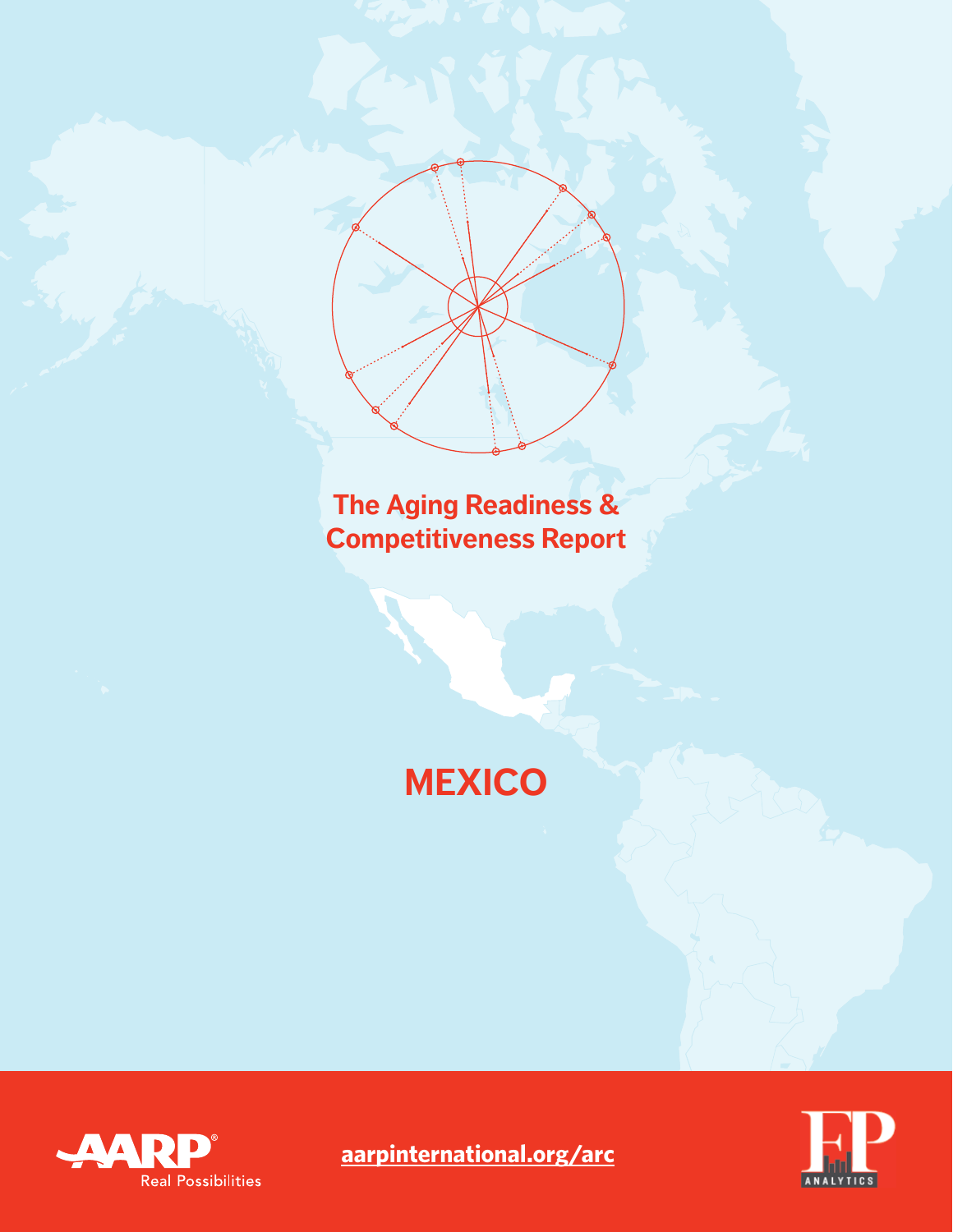# The Aging Readiness & Competitiveness Report

# MEXICO

AARP Real Possibilities

aarpinternational.org/arc

FP ANALYTICS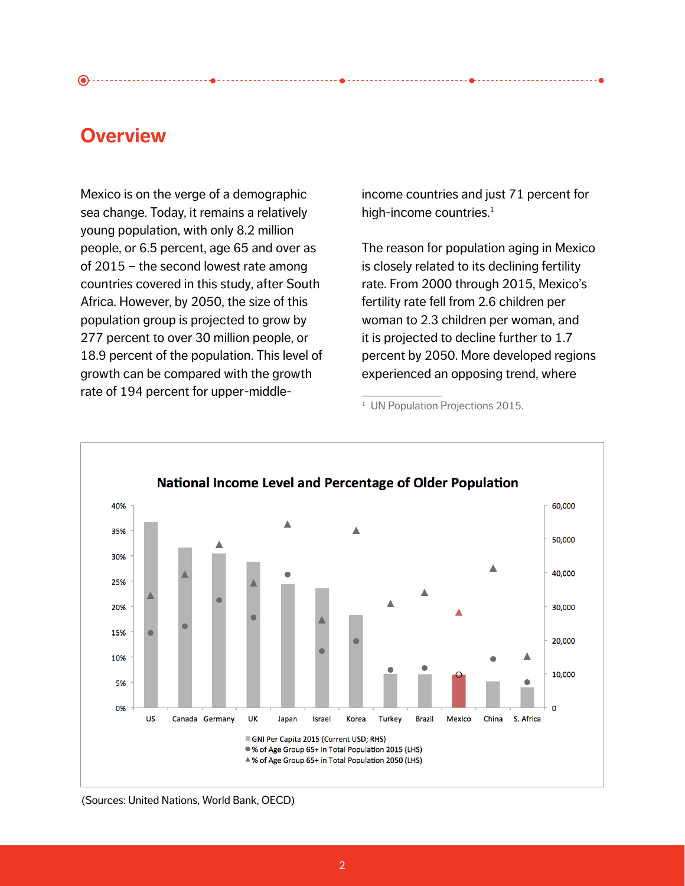## Overview

Mexico is on the verge of a demographic sea change. Today, it remains a relatively young population, with only 8.2 million people, or 6.5 percent, age 65 and over as of 2015 – the second lowest rate among countries covered in this study, after South Africa. However, by 2050, the size of this population group is projected to grow by 277 percent to over 30 million people, or 18.9 percent of the population. This level of growth can be compared with the growth rate of 194 percent for upper-middle-income countries and just 71 percent for high-income countries.[1]

The reason for population aging in Mexico is closely related to its declining fertility rate. From 2000 through 2015, Mexico's fertility rate fell from 2.6 children per woman to 2.3 children per woman, and it is projected to decline further to 1.7 percent by 2050. More developed regions experienced an opposing trend, where

[1] UN Population Projections 2015.

**National Income Level and Percentage of Older Population**

(Chart: GNI Per Capita 2015 (Current USD; RHS); % of Age Group 65+ in Total Population 2015 (LHS); % of Age Group 65+ in Total Population 2050 (LHS). Countries: US, Canada, Germany, UK, Japan, Israel, Korea, Turkey, Brazil, Mexico, China, S. Africa.)

(Sources: United Nations, World Bank, OECD)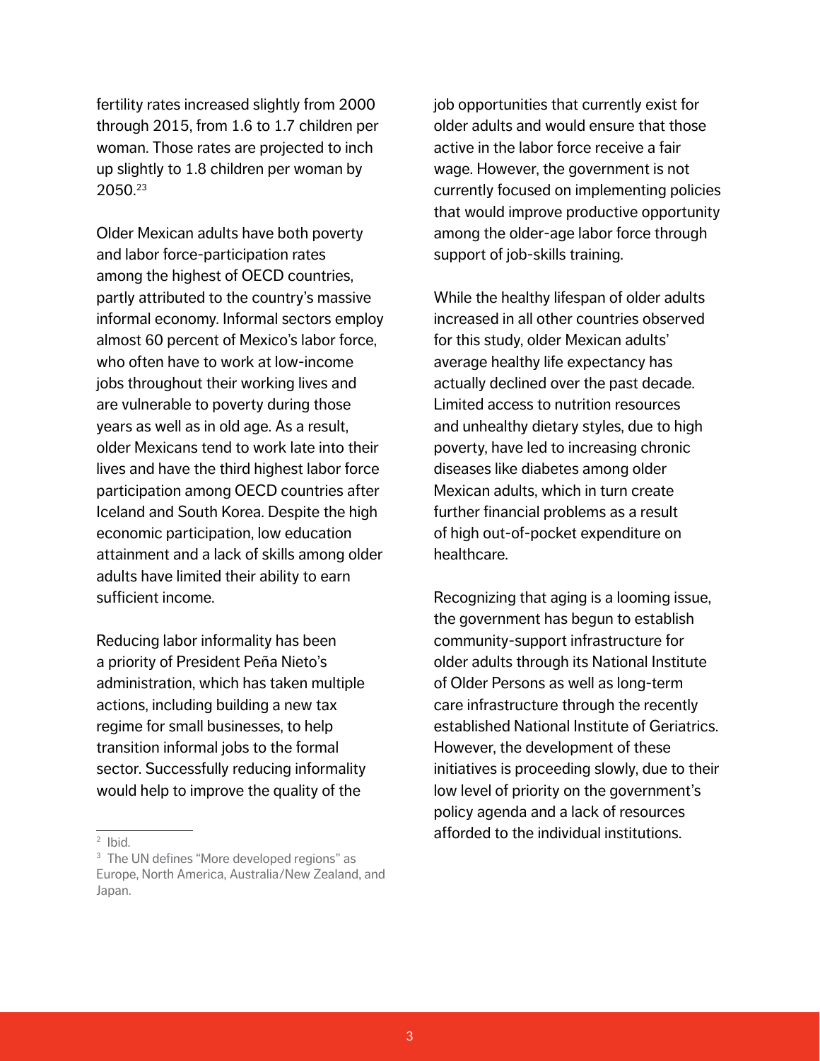fertility rates increased slightly from 2000 through 2015, from 1.6 to 1.7 children per woman. Those rates are projected to inch up slightly to 1.8 children per woman by 2050.[23]

Older Mexican adults have both poverty and labor force-participation rates among the highest of OECD countries, partly attributed to the country's massive informal economy. Informal sectors employ almost 60 percent of Mexico's labor force, who often have to work at low-income jobs throughout their working lives and are vulnerable to poverty during those years as well as in old age. As a result, older Mexicans tend to work late into their lives and have the third highest labor force participation among OECD countries after Iceland and South Korea. Despite the high economic participation, low education attainment and a lack of skills among older adults have limited their ability to earn sufficient income.

Reducing labor informality has been a priority of President Peña Nieto's administration, which has taken multiple actions, including building a new tax regime for small businesses, to help transition informal jobs to the formal sector. Successfully reducing informality would help to improve the quality of the job opportunities that currently exist for older adults and would ensure that those active in the labor force receive a fair wage. However, the government is not currently focused on implementing policies that would improve productive opportunity among the older-age labor force through support of job-skills training.

While the healthy lifespan of older adults increased in all other countries observed for this study, older Mexican adults' average healthy life expectancy has actually declined over the past decade. Limited access to nutrition resources and unhealthy dietary styles, due to high poverty, have led to increasing chronic diseases like diabetes among older Mexican adults, which in turn create further financial problems as a result of high out-of-pocket expenditure on healthcare.

Recognizing that aging is a looming issue, the government has begun to establish community-support infrastructure for older adults through its National Institute of Older Persons as well as long-term care infrastructure through the recently established National Institute of Geriatrics. However, the development of these initiatives is proceeding slowly, due to their low level of priority on the government's policy agenda and a lack of resources afforded to the individual institutions.

---

[2] Ibid.

[3] The UN defines "More developed regions" as Europe, North America, Australia/New Zealand, and Japan.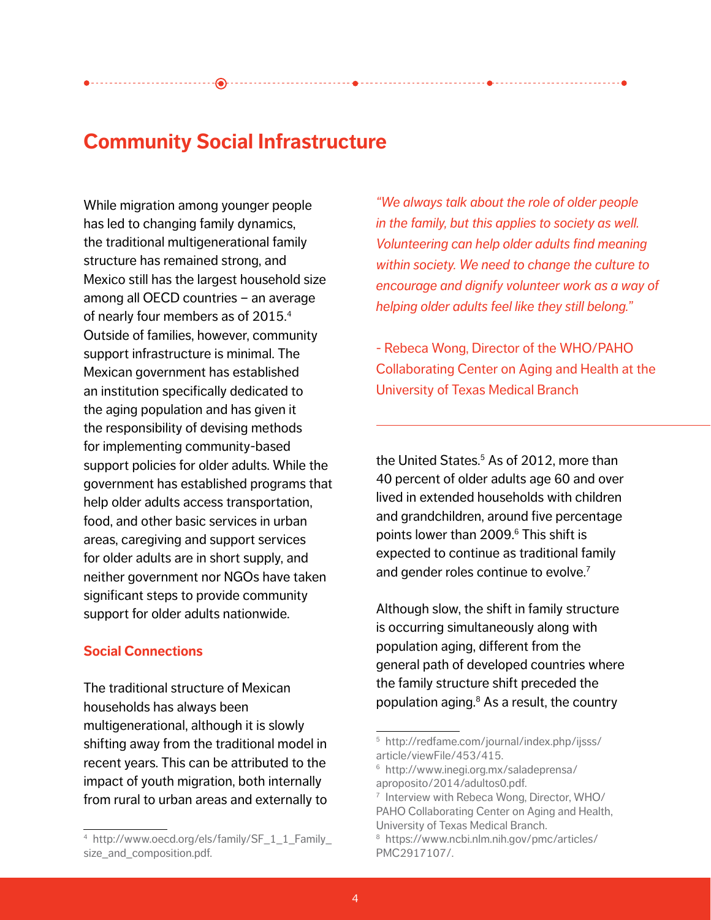## Community Social Infrastructure

While migration among younger people has led to changing family dynamics, the traditional multigenerational family structure has remained strong, and Mexico still has the largest household size among all OECD countries – an average of nearly four members as of 2015.[4] Outside of families, however, community support infrastructure is minimal. The Mexican government has established an institution specifically dedicated to the aging population and has given it the responsibility of devising methods for implementing community-based support policies for older adults. While the government has established programs that help older adults access transportation, food, and other basic services in urban areas, caregiving and support services for older adults are in short supply, and neither government nor NGOs have taken significant steps to provide community support for older adults nationwide.

### Social Connections

The traditional structure of Mexican households has always been multigenerational, although it is slowly shifting away from the traditional model in recent years. This can be attributed to the impact of youth migration, both internally from rural to urban areas and externally to the United States.[5] As of 2012, more than 40 percent of older adults age 60 and over lived in extended households with children and grandchildren, around five percentage points lower than 2009.[6] This shift is expected to continue as traditional family and gender roles continue to evolve.[7]

> *"We always talk about the role of older people in the family, but this applies to society as well. Volunteering can help older adults find meaning within society. We need to change the culture to encourage and dignify volunteer work as a way of helping older adults feel like they still belong."*
>
> - Rebeca Wong, Director of the WHO/PAHO Collaborating Center on Aging and Health at the University of Texas Medical Branch

Although slow, the shift in family structure is occurring simultaneously along with population aging, different from the general path of developed countries where the family structure shift preceded the population aging.[8] As a result, the country

---

[4] http://www.oecd.org/els/family/SF_1_1_Family_size_and_composition.pdf.

[5] http://redfame.com/journal/index.php/ijsss/article/viewFile/453/415.

[6] http://www.inegi.org.mx/saladeprensa/aproposito/2014/adultos0.pdf.

[7] Interview with Rebeca Wong, Director, WHO/PAHO Collaborating Center on Aging and Health, University of Texas Medical Branch.

[8] https://www.ncbi.nlm.nih.gov/pmc/articles/PMC2917107/.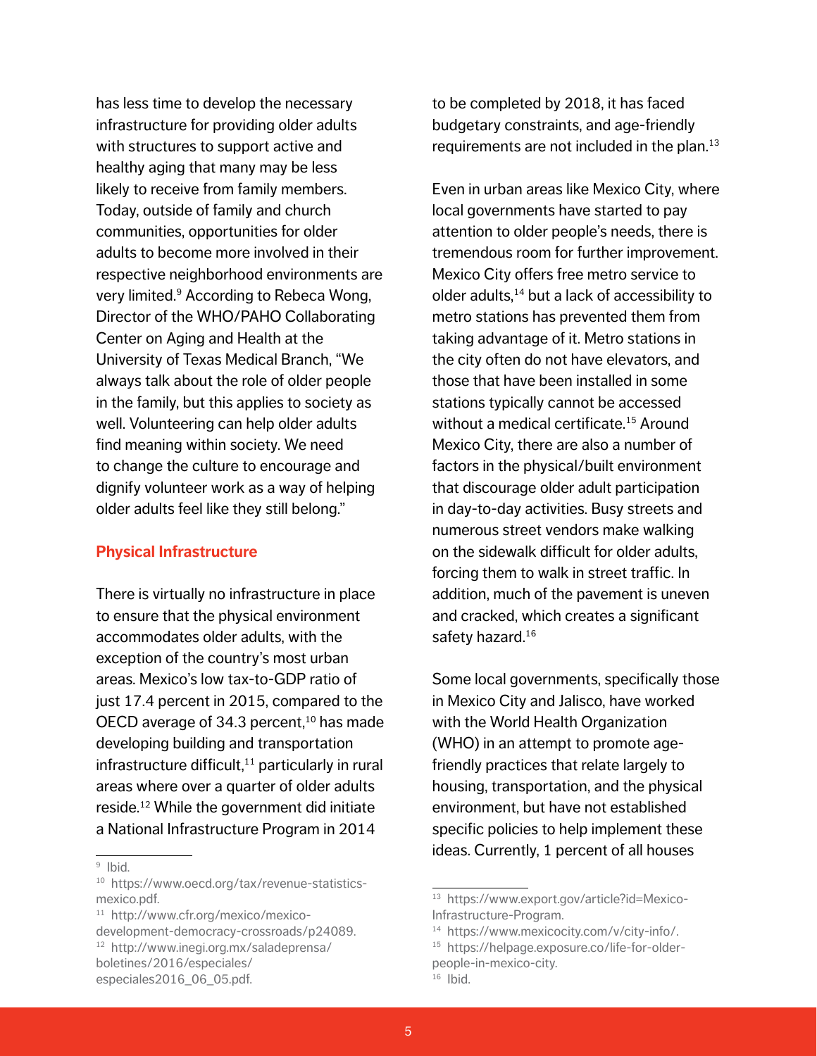has less time to develop the necessary infrastructure for providing older adults with structures to support active and healthy aging that many may be less likely to receive from family members. Today, outside of family and church communities, opportunities for older adults to become more involved in their respective neighborhood environments are very limited.[9] According to Rebeca Wong, Director of the WHO/PAHO Collaborating Center on Aging and Health at the University of Texas Medical Branch, "We always talk about the role of older people in the family, but this applies to society as well. Volunteering can help older adults find meaning within society. We need to change the culture to encourage and dignify volunteer work as a way of helping older adults feel like they still belong."

### Physical Infrastructure

There is virtually no infrastructure in place to ensure that the physical environment accommodates older adults, with the exception of the country's most urban areas. Mexico's low tax-to-GDP ratio of just 17.4 percent in 2015, compared to the OECD average of 34.3 percent,[10] has made developing building and transportation infrastructure difficult,[11] particularly in rural areas where over a quarter of older adults reside.[12] While the government did initiate a National Infrastructure Program in 2014 to be completed by 2018, it has faced budgetary constraints, and age-friendly requirements are not included in the plan.[13]

Even in urban areas like Mexico City, where local governments have started to pay attention to older people's needs, there is tremendous room for further improvement. Mexico City offers free metro service to older adults,[14] but a lack of accessibility to metro stations has prevented them from taking advantage of it. Metro stations in the city often do not have elevators, and those that have been installed in some stations typically cannot be accessed without a medical certificate.[15] Around Mexico City, there are also a number of factors in the physical/built environment that discourage older adult participation in day-to-day activities. Busy streets and numerous street vendors make walking on the sidewalk difficult for older adults, forcing them to walk in street traffic. In addition, much of the pavement is uneven and cracked, which creates a significant safety hazard.[16]

Some local governments, specifically those in Mexico City and Jalisco, have worked with the World Health Organization (WHO) in an attempt to promote age-friendly practices that relate largely to housing, transportation, and the physical environment, but have not established specific policies to help implement these ideas. Currently, 1 percent of all houses

---

[9] Ibid.

[10] https://www.oecd.org/tax/revenue-statistics-mexico.pdf.

[11] http://www.cfr.org/mexico/mexico-development-democracy-crossroads/p24089.

[12] http://www.inegi.org.mx/saladeprensa/boletines/2016/especiales/especiales2016_06_05.pdf.

[13] https://www.export.gov/article?id=Mexico-Infrastructure-Program.

[14] https://www.mexicocity.com/v/city-info/.

[15] https://helpage.exposure.co/life-for-older-people-in-mexico-city.

[16] Ibid.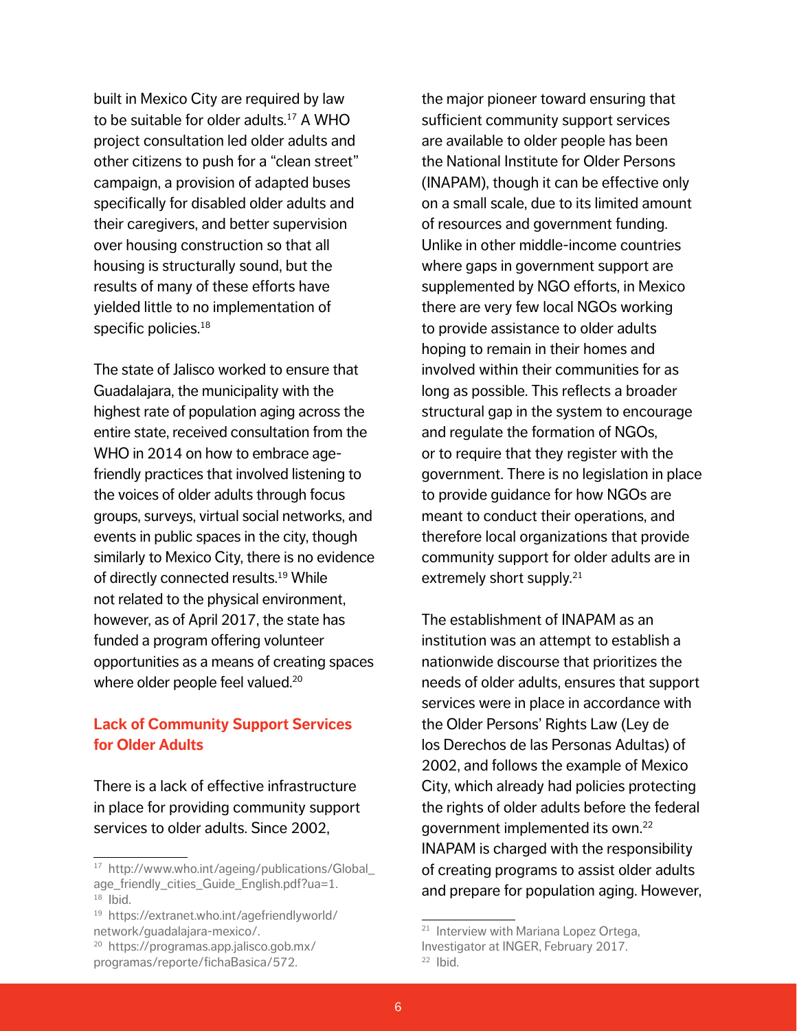built in Mexico City are required by law to be suitable for older adults.[17] A WHO project consultation led older adults and other citizens to push for a "clean street" campaign, a provision of adapted buses specifically for disabled older adults and their caregivers, and better supervision over housing construction so that all housing is structurally sound, but the results of many of these efforts have yielded little to no implementation of specific policies.[18]

The state of Jalisco worked to ensure that Guadalajara, the municipality with the highest rate of population aging across the entire state, received consultation from the WHO in 2014 on how to embrace age-friendly practices that involved listening to the voices of older adults through focus groups, surveys, virtual social networks, and events in public spaces in the city, though similarly to Mexico City, there is no evidence of directly connected results.[19] While not related to the physical environment, however, as of April 2017, the state has funded a program offering volunteer opportunities as a means of creating spaces where older people feel valued.[20]

## Lack of Community Support Services for Older Adults

There is a lack of effective infrastructure in place for providing community support services to older adults. Since 2002, the major pioneer toward ensuring that sufficient community support services are available to older people has been the National Institute for Older Persons (INAPAM), though it can be effective only on a small scale, due to its limited amount of resources and government funding. Unlike in other middle-income countries where gaps in government support are supplemented by NGO efforts, in Mexico there are very few local NGOs working to provide assistance to older adults hoping to remain in their homes and involved within their communities for as long as possible. This reflects a broader structural gap in the system to encourage and regulate the formation of NGOs, or to require that they register with the government. There is no legislation in place to provide guidance for how NGOs are meant to conduct their operations, and therefore local organizations that provide community support for older adults are in extremely short supply.[21]

The establishment of INAPAM as an institution was an attempt to establish a nationwide discourse that prioritizes the needs of older adults, ensures that support services were in place in accordance with the Older Persons' Rights Law (Ley de los Derechos de las Personas Adultas) of 2002, and follows the example of Mexico City, which already had policies protecting the rights of older adults before the federal government implemented its own.[22] INAPAM is charged with the responsibility of creating programs to assist older adults and prepare for population aging. However,

---

[17] http://www.who.int/ageing/publications/Global_age_friendly_cities_Guide_English.pdf?ua=1.

[18] Ibid.

[19] https://extranet.who.int/agefriendlyworld/network/guadalajara-mexico/.

[20] https://programas.app.jalisco.gob.mx/programas/reporte/fichaBasica/572.

[21] Interview with Mariana Lopez Ortega, Investigator at INGER, February 2017.

[22] Ibid.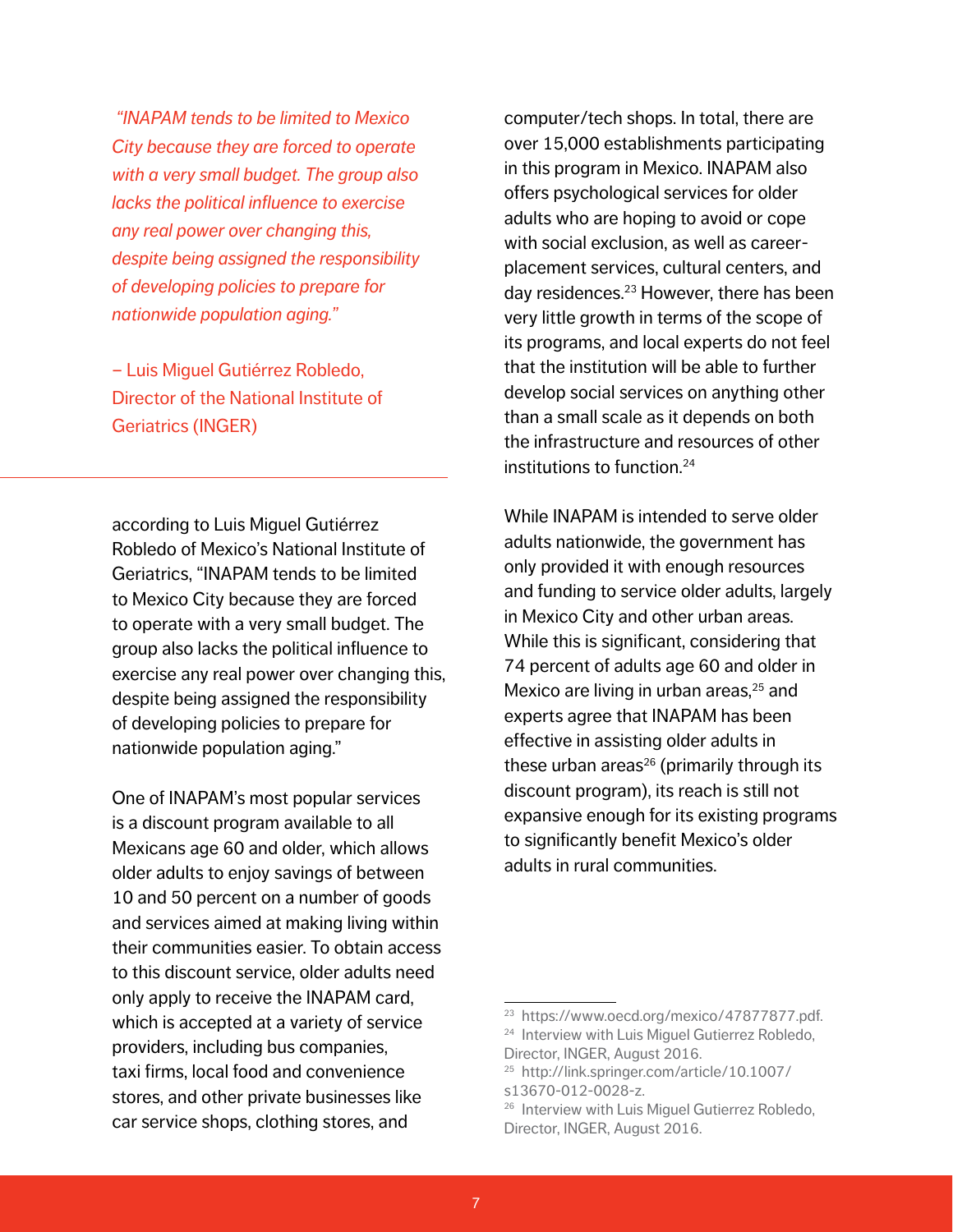> *"INAPAM tends to be limited to Mexico City because they are forced to operate with a very small budget. The group also lacks the political influence to exercise any real power over changing this, despite being assigned the responsibility of developing policies to prepare for nationwide population aging."*
>
> – Luis Miguel Gutiérrez Robledo, Director of the National Institute of Geriatrics (INGER)

according to Luis Miguel Gutiérrez Robledo of Mexico's National Institute of Geriatrics, "INAPAM tends to be limited to Mexico City because they are forced to operate with a very small budget. The group also lacks the political influence to exercise any real power over changing this, despite being assigned the responsibility of developing policies to prepare for nationwide population aging."

One of INAPAM's most popular services is a discount program available to all Mexicans age 60 and older, which allows older adults to enjoy savings of between 10 and 50 percent on a number of goods and services aimed at making living within their communities easier. To obtain access to this discount service, older adults need only apply to receive the INAPAM card, which is accepted at a variety of service providers, including bus companies, taxi firms, local food and convenience stores, and other private businesses like car service shops, clothing stores, and computer/tech shops. In total, there are over 15,000 establishments participating in this program in Mexico. INAPAM also offers psychological services for older adults who are hoping to avoid or cope with social exclusion, as well as career-placement services, cultural centers, and day residences.[23] However, there has been very little growth in terms of the scope of its programs, and local experts do not feel that the institution will be able to further develop social services on anything other than a small scale as it depends on both the infrastructure and resources of other institutions to function.[24]

While INAPAM is intended to serve older adults nationwide, the government has only provided it with enough resources and funding to service older adults, largely in Mexico City and other urban areas. While this is significant, considering that 74 percent of adults age 60 and older in Mexico are living in urban areas,[25] and experts agree that INAPAM has been effective in assisting older adults in these urban areas[26] (primarily through its discount program), its reach is still not expansive enough for its existing programs to significantly benefit Mexico's older adults in rural communities.

---

[23] https://www.oecd.org/mexico/47877877.pdf.

[24] Interview with Luis Miguel Gutierrez Robledo, Director, INGER, August 2016.

[25] http://link.springer.com/article/10.1007/s13670-012-0028-z.

[26] Interview with Luis Miguel Gutierrez Robledo, Director, INGER, August 2016.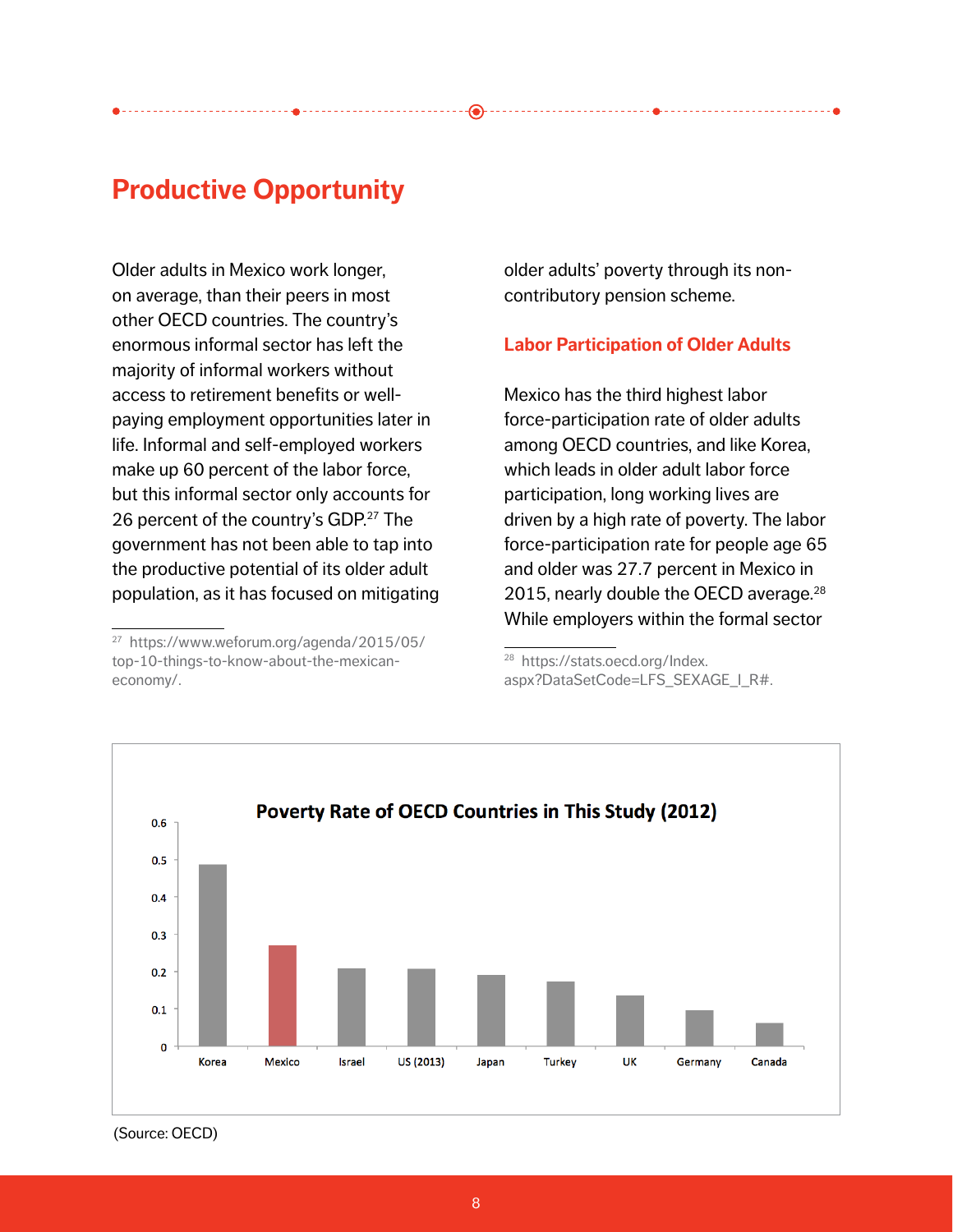## Productive Opportunity

Older adults in Mexico work longer, on average, than their peers in most other OECD countries. The country's enormous informal sector has left the majority of informal workers without access to retirement benefits or well-paying employment opportunities later in life. Informal and self-employed workers make up 60 percent of the labor force, but this informal sector only accounts for 26 percent of the country's GDP.[27] The government has not been able to tap into the productive potential of its older adult population, as it has focused on mitigating older adults' poverty through its non-contributory pension scheme.

### Labor Participation of Older Adults

Mexico has the third highest labor force-participation rate of older adults among OECD countries, and like Korea, which leads in older adult labor force participation, long working lives are driven by a high rate of poverty. The labor force-participation rate for people age 65 and older was 27.7 percent in Mexico in 2015, nearly double the OECD average.[28] While employers within the formal sector

[27] https://www.weforum.org/agenda/2015/05/top-10-things-to-know-about-the-mexican-economy/.

[28] https://stats.oecd.org/Index.aspx?DataSetCode=LFS_SEXAGE_I_R#.

**Poverty Rate of OECD Countries in This Study (2012)**

Korea, Mexico, Israel, US (2013), Japan, Turkey, UK, Germany, Canada

(Source: OECD)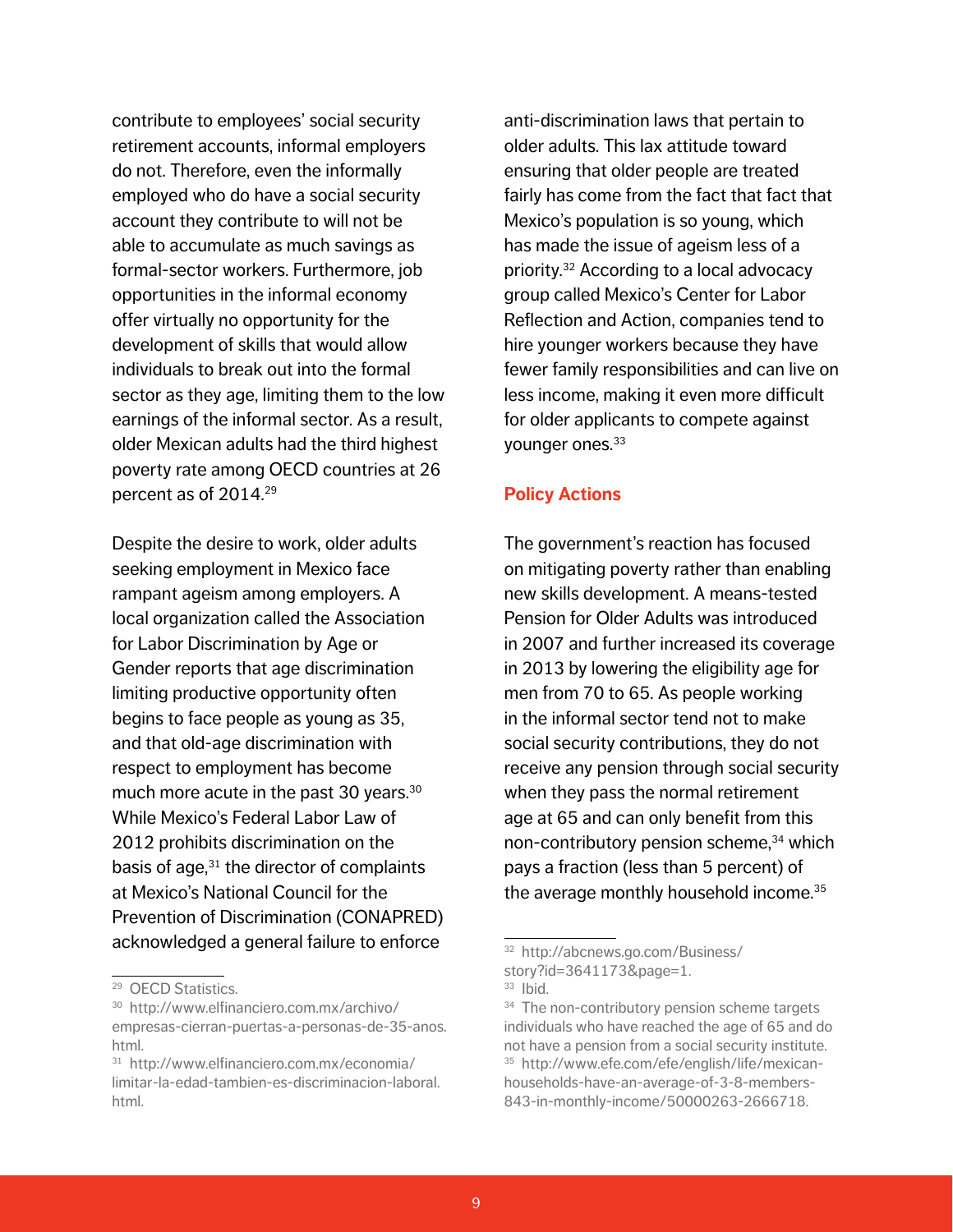contribute to employees' social security retirement accounts, informal employers do not. Therefore, even the informally employed who do have a social security account they contribute to will not be able to accumulate as much savings as formal-sector workers. Furthermore, job opportunities in the informal economy offer virtually no opportunity for the development of skills that would allow individuals to break out into the formal sector as they age, limiting them to the low earnings of the informal sector. As a result, older Mexican adults had the third highest poverty rate among OECD countries at 26 percent as of 2014.[29]

Despite the desire to work, older adults seeking employment in Mexico face rampant ageism among employers. A local organization called the Association for Labor Discrimination by Age or Gender reports that age discrimination limiting productive opportunity often begins to face people as young as 35, and that old-age discrimination with respect to employment has become much more acute in the past 30 years.[30] While Mexico's Federal Labor Law of 2012 prohibits discrimination on the basis of age,[31] the director of complaints at Mexico's National Council for the Prevention of Discrimination (CONAPRED) acknowledged a general failure to enforce anti-discrimination laws that pertain to older adults. This lax attitude toward ensuring that older people are treated fairly has come from the fact that fact that Mexico's population is so young, which has made the issue of ageism less of a priority.[32] According to a local advocacy group called Mexico's Center for Labor Reflection and Action, companies tend to hire younger workers because they have fewer family responsibilities and can live on less income, making it even more difficult for older applicants to compete against younger ones.[33]

### Policy Actions

The government's reaction has focused on mitigating poverty rather than enabling new skills development. A means-tested Pension for Older Adults was introduced in 2007 and further increased its coverage in 2013 by lowering the eligibility age for men from 70 to 65. As people working in the informal sector tend not to make social security contributions, they do not receive any pension through social security when they pass the normal retirement age at 65 and can only benefit from this non-contributory pension scheme,[34] which pays a fraction (less than 5 percent) of the average monthly household income.[35]

---

[29] OECD Statistics.

[30] http://www.elfinanciero.com.mx/archivo/empresas-cierran-puertas-a-personas-de-35-anos.html.

[31] http://www.elfinanciero.com.mx/economia/limitar-la-edad-tambien-es-discriminacion-laboral.html.

[32] http://abcnews.go.com/Business/story?id=3641173&page=1.

[33] Ibid.

[34] The non-contributory pension scheme targets individuals who have reached the age of 65 and do not have a pension from a social security institute.

[35] http://www.efe.com/efe/english/life/mexican-households-have-an-average-of-3-8-members-843-in-monthly-income/50000263-2666718.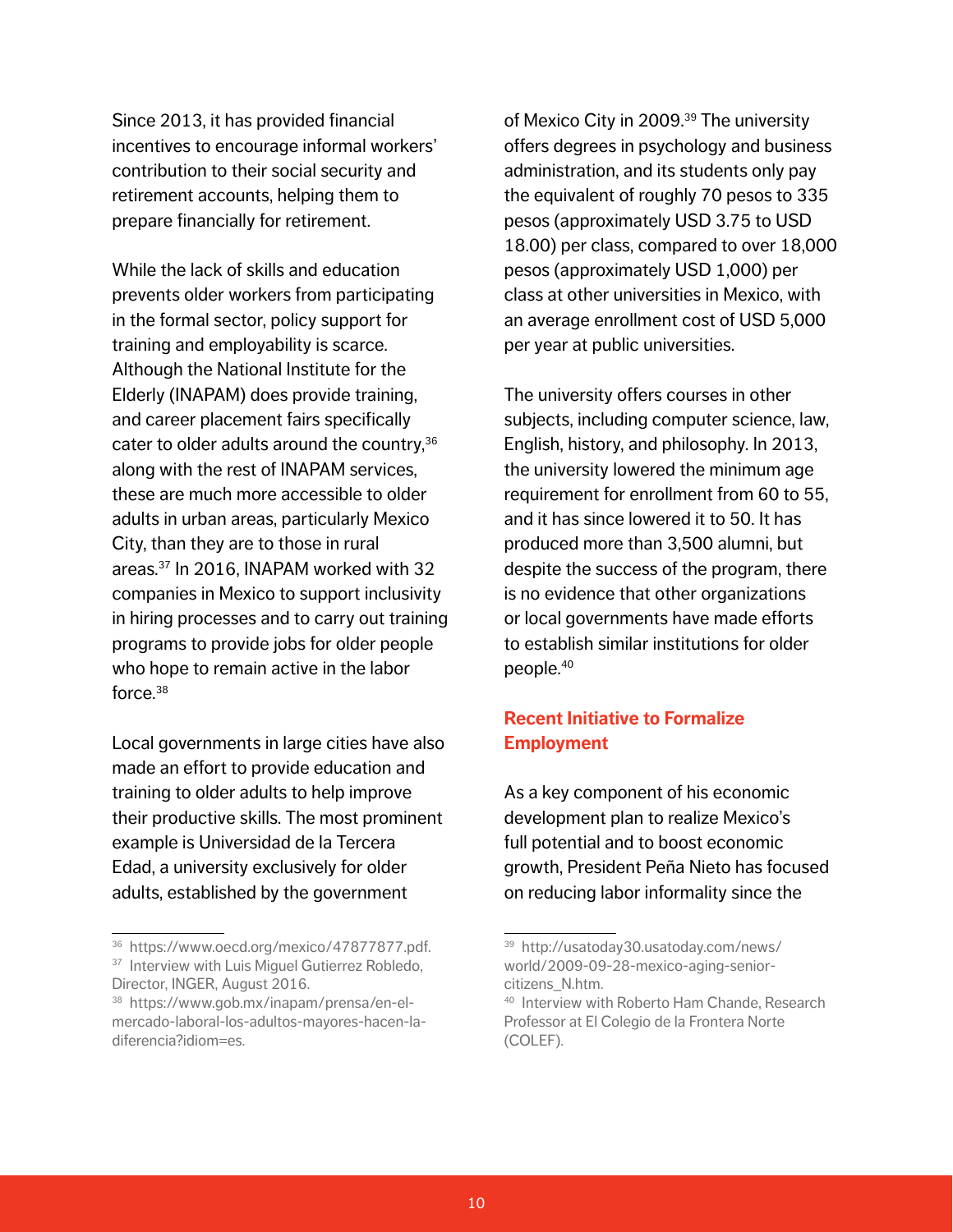Since 2013, it has provided financial incentives to encourage informal workers' contribution to their social security and retirement accounts, helping them to prepare financially for retirement.

While the lack of skills and education prevents older workers from participating in the formal sector, policy support for training and employability is scarce. Although the National Institute for the Elderly (INAPAM) does provide training, and career placement fairs specifically cater to older adults around the country,[36] along with the rest of INAPAM services, these are much more accessible to older adults in urban areas, particularly Mexico City, than they are to those in rural areas.[37] In 2016, INAPAM worked with 32 companies in Mexico to support inclusivity in hiring processes and to carry out training programs to provide jobs for older people who hope to remain active in the labor force.[38]

Local governments in large cities have also made an effort to provide education and training to older adults to help improve their productive skills. The most prominent example is Universidad de la Tercera Edad, a university exclusively for older adults, established by the government of Mexico City in 2009.[39] The university offers degrees in psychology and business administration, and its students only pay the equivalent of roughly 70 pesos to 335 pesos (approximately USD 3.75 to USD 18.00) per class, compared to over 18,000 pesos (approximately USD 1,000) per class at other universities in Mexico, with an average enrollment cost of USD 5,000 per year at public universities.

The university offers courses in other subjects, including computer science, law, English, history, and philosophy. In 2013, the university lowered the minimum age requirement for enrollment from 60 to 55, and it has since lowered it to 50. It has produced more than 3,500 alumni, but despite the success of the program, there is no evidence that other organizations or local governments have made efforts to establish similar institutions for older people.[40]

## Recent Initiative to Formalize Employment

As a key component of his economic development plan to realize Mexico's full potential and to boost economic growth, President Peña Nieto has focused on reducing labor informality since the

---

[36] https://www.oecd.org/mexico/47877877.pdf.

[37] Interview with Luis Miguel Gutierrez Robledo, Director, INGER, August 2016.

[38] https://www.gob.mx/inapam/prensa/en-el-mercado-laboral-los-adultos-mayores-hacen-la-diferencia?idiom=es.

[39] http://usatoday30.usatoday.com/news/world/2009-09-28-mexico-aging-senior-citizens_N.htm.

[40] Interview with Roberto Ham Chande, Research Professor at El Colegio de la Frontera Norte (COLEF).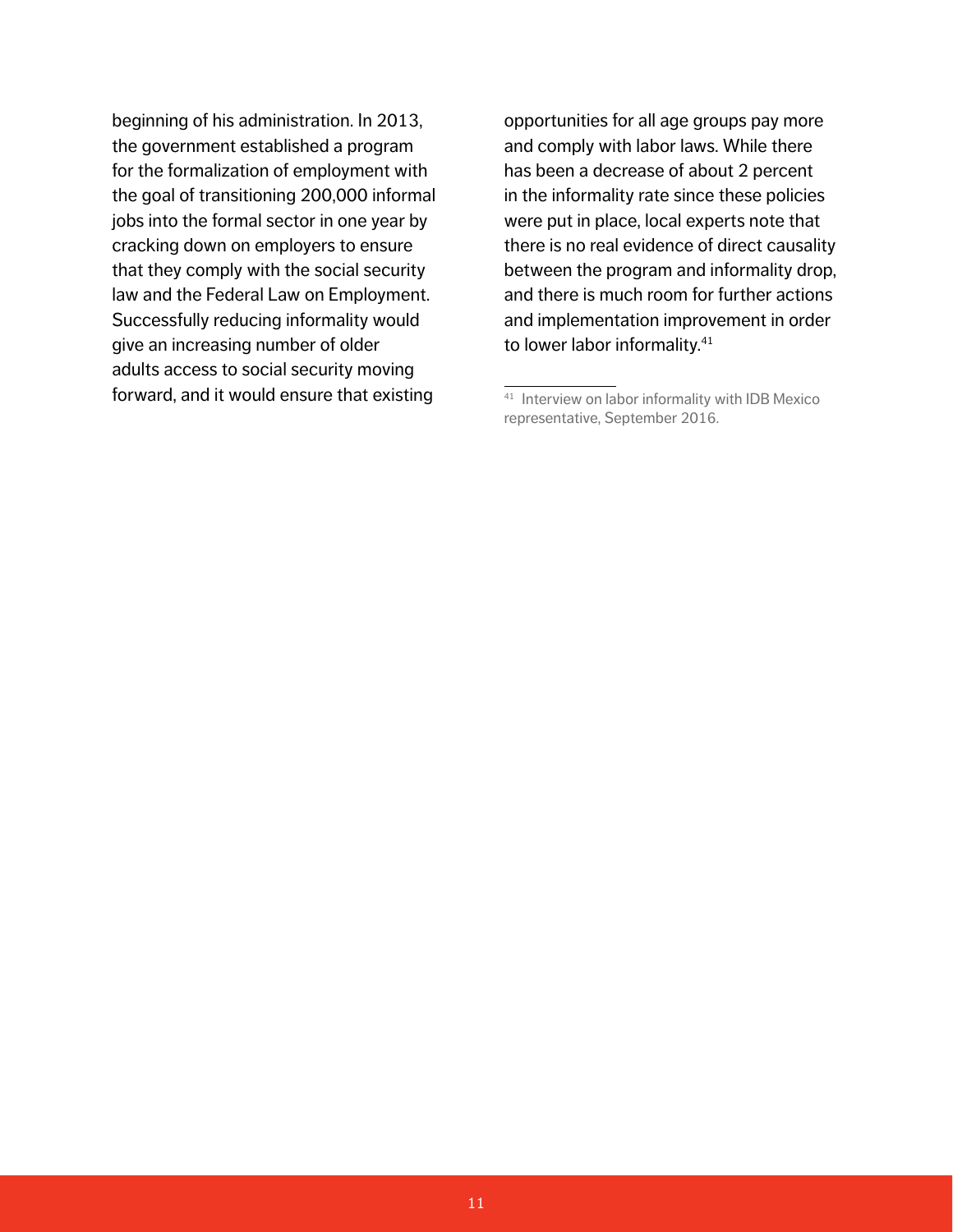beginning of his administration. In 2013, the government established a program for the formalization of employment with the goal of transitioning 200,000 informal jobs into the formal sector in one year by cracking down on employers to ensure that they comply with the social security law and the Federal Law on Employment. Successfully reducing informality would give an increasing number of older adults access to social security moving forward, and it would ensure that existing opportunities for all age groups pay more and comply with labor laws. While there has been a decrease of about 2 percent in the informality rate since these policies were put in place, local experts note that there is no real evidence of direct causality between the program and informality drop, and there is much room for further actions and implementation improvement in order to lower labor informality.[41]

[41] Interview on labor informality with IDB Mexico representative, September 2016.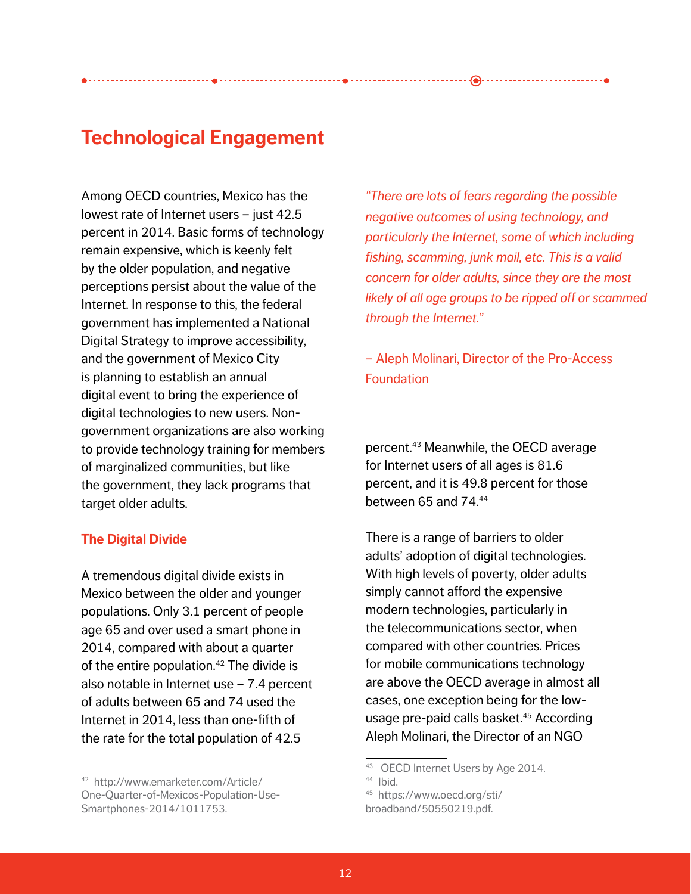## Technological Engagement

Among OECD countries, Mexico has the lowest rate of Internet users – just 42.5 percent in 2014. Basic forms of technology remain expensive, which is keenly felt by the older population, and negative perceptions persist about the value of the Internet. In response to this, the federal government has implemented a National Digital Strategy to improve accessibility, and the government of Mexico City is planning to establish an annual digital event to bring the experience of digital technologies to new users. Non-government organizations are also working to provide technology training for members of marginalized communities, but like the government, they lack programs that target older adults.

### The Digital Divide

A tremendous digital divide exists in Mexico between the older and younger populations. Only 3.1 percent of people age 65 and over used a smart phone in 2014, compared with about a quarter of the entire population.[42] The divide is also notable in Internet use – 7.4 percent of adults between 65 and 74 used the Internet in 2014, less than one-fifth of the rate for the total population of 42.5 percent.[43] Meanwhile, the OECD average for Internet users of all ages is 81.6 percent, and it is 49.8 percent for those between 65 and 74.[44]

> *"There are lots of fears regarding the possible negative outcomes of using technology, and particularly the Internet, some of which including fishing, scamming, junk mail, etc. This is a valid concern for older adults, since they are the most likely of all age groups to be ripped off or scammed through the Internet."*
>
> – Aleph Molinari, Director of the Pro-Access Foundation

There is a range of barriers to older adults' adoption of digital technologies. With high levels of poverty, older adults simply cannot afford the expensive modern technologies, particularly in the telecommunications sector, when compared with other countries. Prices for mobile communications technology are above the OECD average in almost all cases, one exception being for the low-usage pre-paid calls basket.[45] According Aleph Molinari, the Director of an NGO

---

[42] http://www.emarketer.com/Article/One-Quarter-of-Mexicos-Population-Use-Smartphones-2014/1011753.

[43] OECD Internet Users by Age 2014.

[44] Ibid.

[45] https://www.oecd.org/sti/broadband/50550219.pdf.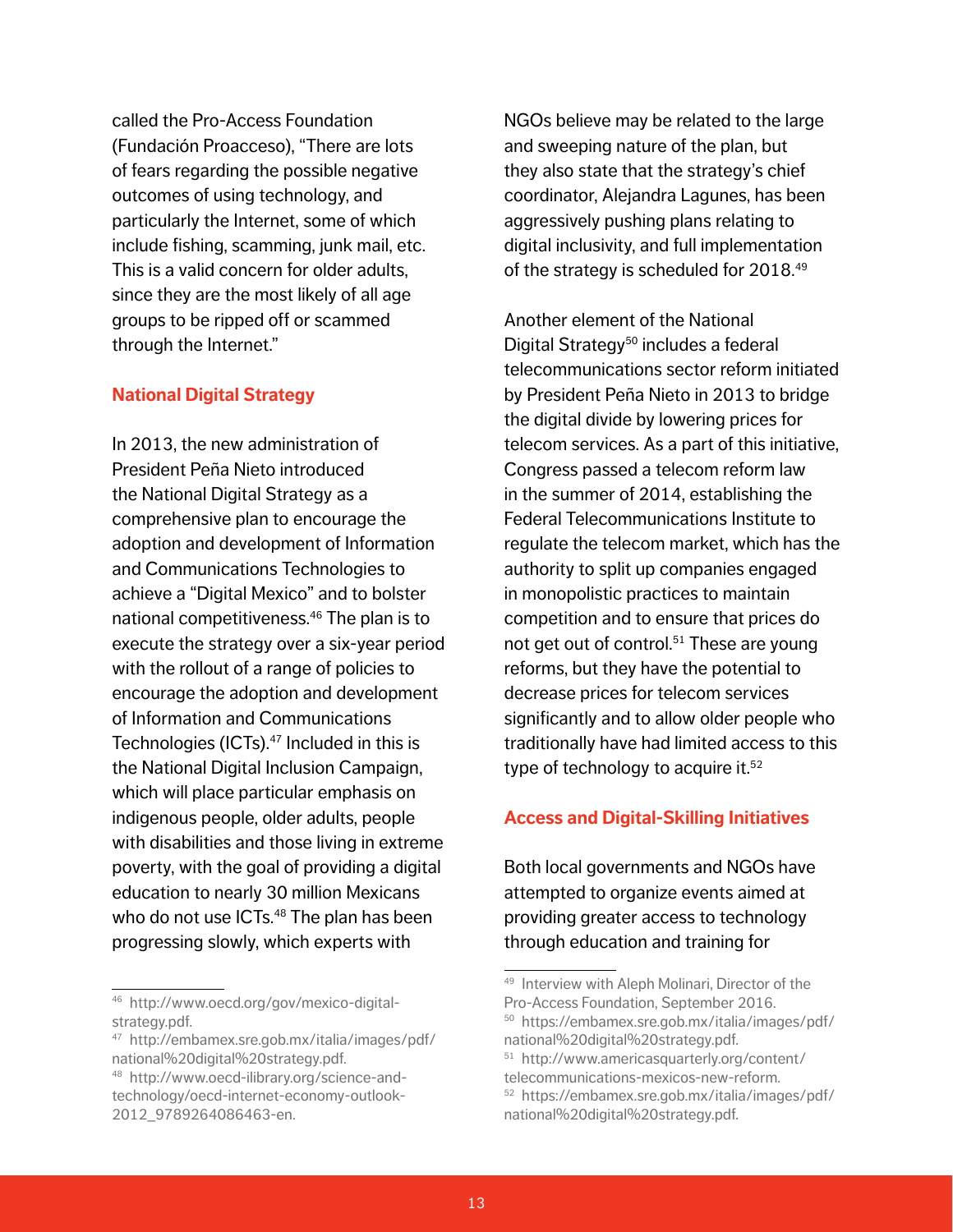called the Pro-Access Foundation (Fundación Proacceso), "There are lots of fears regarding the possible negative outcomes of using technology, and particularly the Internet, some of which include fishing, scamming, junk mail, etc. This is a valid concern for older adults, since they are the most likely of all age groups to be ripped off or scammed through the Internet."

## National Digital Strategy

In 2013, the new administration of President Peña Nieto introduced the National Digital Strategy as a comprehensive plan to encourage the adoption and development of Information and Communications Technologies to achieve a "Digital Mexico" and to bolster national competitiveness.[46] The plan is to execute the strategy over a six-year period with the rollout of a range of policies to encourage the adoption and development of Information and Communications Technologies (ICTs).[47] Included in this is the National Digital Inclusion Campaign, which will place particular emphasis on indigenous people, older adults, people with disabilities and those living in extreme poverty, with the goal of providing a digital education to nearly 30 million Mexicans who do not use ICTs.[48] The plan has been progressing slowly, which experts with NGOs believe may be related to the large and sweeping nature of the plan, but they also state that the strategy's chief coordinator, Alejandra Lagunes, has been aggressively pushing plans relating to digital inclusivity, and full implementation of the strategy is scheduled for 2018.[49]

Another element of the National Digital Strategy[50] includes a federal telecommunications sector reform initiated by President Peña Nieto in 2013 to bridge the digital divide by lowering prices for telecom services. As a part of this initiative, Congress passed a telecom reform law in the summer of 2014, establishing the Federal Telecommunications Institute to regulate the telecom market, which has the authority to split up companies engaged in monopolistic practices to maintain competition and to ensure that prices do not get out of control.[51] These are young reforms, but they have the potential to decrease prices for telecom services significantly and to allow older people who traditionally have had limited access to this type of technology to acquire it.[52]

## Access and Digital-Skilling Initiatives

Both local governments and NGOs have attempted to organize events aimed at providing greater access to technology through education and training for

---

[46] http://www.oecd.org/gov/mexico-digital-strategy.pdf.

[47] http://embamex.sre.gob.mx/italia/images/pdf/national%20digital%20strategy.pdf.

[48] http://www.oecd-ilibrary.org/science-and-technology/oecd-internet-economy-outlook-2012_9789264086463-en.

[49] Interview with Aleph Molinari, Director of the Pro-Access Foundation, September 2016.

[50] https://embamex.sre.gob.mx/italia/images/pdf/national%20digital%20strategy.pdf.

[51] http://www.americasquarterly.org/content/telecommunications-mexicos-new-reform.

[52] https://embamex.sre.gob.mx/italia/images/pdf/national%20digital%20strategy.pdf.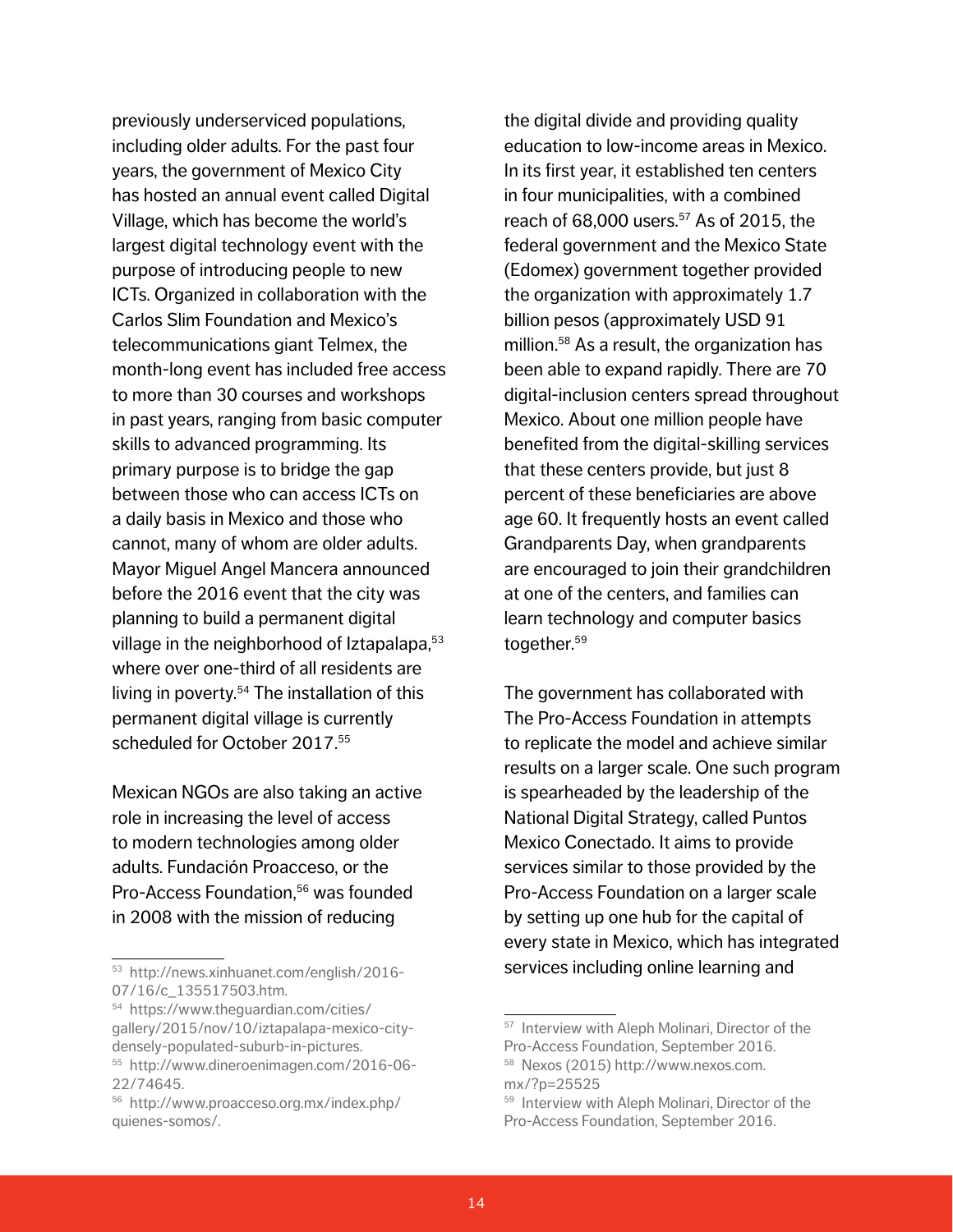previously underserviced populations, including older adults. For the past four years, the government of Mexico City has hosted an annual event called Digital Village, which has become the world's largest digital technology event with the purpose of introducing people to new ICTs. Organized in collaboration with the Carlos Slim Foundation and Mexico's telecommunications giant Telmex, the month-long event has included free access to more than 30 courses and workshops in past years, ranging from basic computer skills to advanced programming. Its primary purpose is to bridge the gap between those who can access ICTs on a daily basis in Mexico and those who cannot, many of whom are older adults. Mayor Miguel Angel Mancera announced before the 2016 event that the city was planning to build a permanent digital village in the neighborhood of Iztapalapa,[53] where over one-third of all residents are living in poverty.[54] The installation of this permanent digital village is currently scheduled for October 2017.[55]

Mexican NGOs are also taking an active role in increasing the level of access to modern technologies among older adults. Fundación Proacceso, or the Pro-Access Foundation,[56] was founded in 2008 with the mission of reducing the digital divide and providing quality education to low-income areas in Mexico. In its first year, it established ten centers in four municipalities, with a combined reach of 68,000 users.[57] As of 2015, the federal government and the Mexico State (Edomex) government together provided the organization with approximately 1.7 billion pesos (approximately USD 91 million.[58] As a result, the organization has been able to expand rapidly. There are 70 digital-inclusion centers spread throughout Mexico. About one million people have benefited from the digital-skilling services that these centers provide, but just 8 percent of these beneficiaries are above age 60. It frequently hosts an event called Grandparents Day, when grandparents are encouraged to join their grandchildren at one of the centers, and families can learn technology and computer basics together.[59]

The government has collaborated with The Pro-Access Foundation in attempts to replicate the model and achieve similar results on a larger scale. One such program is spearheaded by the leadership of the National Digital Strategy, called Puntos Mexico Conectado. It aims to provide services similar to those provided by the Pro-Access Foundation on a larger scale by setting up one hub for the capital of every state in Mexico, which has integrated services including online learning and

---

[53] http://news.xinhuanet.com/english/2016-07/16/c_135517503.htm.

[54] https://www.theguardian.com/cities/gallery/2015/nov/10/iztapalapa-mexico-city-densely-populated-suburb-in-pictures.

[55] http://www.dineroenimagen.com/2016-06-22/74645.

[56] http://www.proacceso.org.mx/index.php/quienes-somos/.

[57] Interview with Aleph Molinari, Director of the Pro-Access Foundation, September 2016.

[58] Nexos (2015) http://www.nexos.com.mx/?p=25525

[59] Interview with Aleph Molinari, Director of the Pro-Access Foundation, September 2016.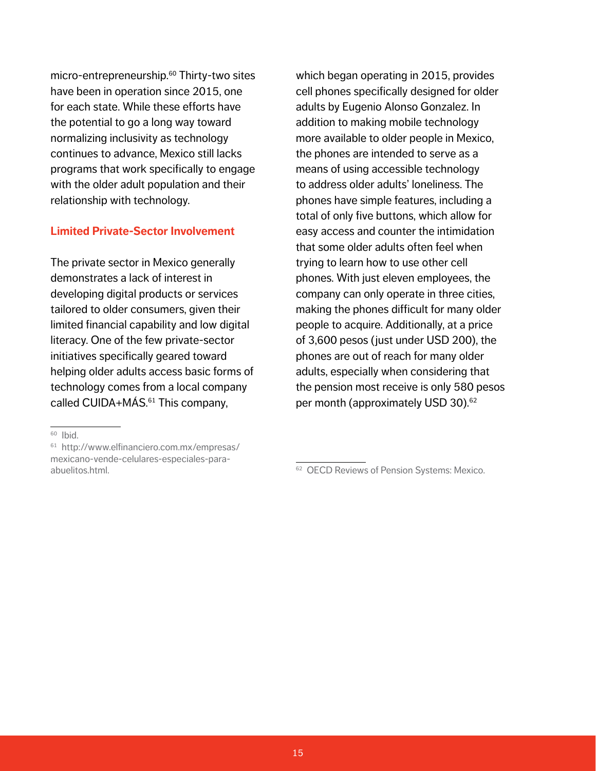micro-entrepreneurship.[60] Thirty-two sites have been in operation since 2015, one for each state. While these efforts have the potential to go a long way toward normalizing inclusivity as technology continues to advance, Mexico still lacks programs that work specifically to engage with the older adult population and their relationship with technology.

### Limited Private-Sector Involvement

The private sector in Mexico generally demonstrates a lack of interest in developing digital products or services tailored to older consumers, given their limited financial capability and low digital literacy. One of the few private-sector initiatives specifically geared toward helping older adults access basic forms of technology comes from a local company called CUIDA+MÁS.[61] This company, which began operating in 2015, provides cell phones specifically designed for older adults by Eugenio Alonso Gonzalez. In addition to making mobile technology more available to older people in Mexico, the phones are intended to serve as a means of using accessible technology to address older adults' loneliness. The phones have simple features, including a total of only five buttons, which allow for easy access and counter the intimidation that some older adults often feel when trying to learn how to use other cell phones. With just eleven employees, the company can only operate in three cities, making the phones difficult for many older people to acquire. Additionally, at a price of 3,600 pesos (just under USD 200), the phones are out of reach for many older adults, especially when considering that the pension most receive is only 580 pesos per month (approximately USD 30).[62]

---

[60] Ibid.

[61] http://www.elfinanciero.com.mx/empresas/mexicano-vende-celulares-especiales-para-abuelitos.html.

[62] OECD Reviews of Pension Systems: Mexico.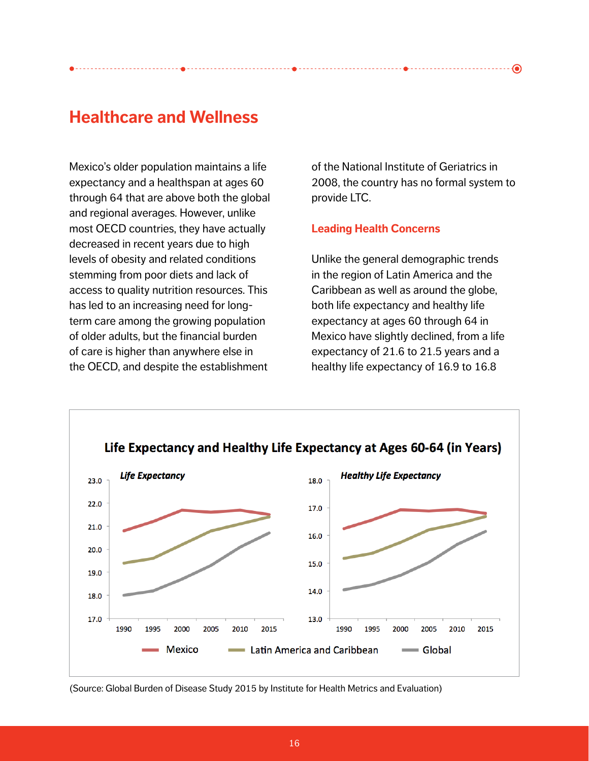## Healthcare and Wellness

Mexico's older population maintains a life expectancy and a healthspan at ages 60 through 64 that are above both the global and regional averages. However, unlike most OECD countries, they have actually decreased in recent years due to high levels of obesity and related conditions stemming from poor diets and lack of access to quality nutrition resources. This has led to an increasing need for long-term care among the growing population of older adults, but the financial burden of care is higher than anywhere else in the OECD, and despite the establishment of the National Institute of Geriatrics in 2008, the country has no formal system to provide LTC.

### Leading Health Concerns

Unlike the general demographic trends in the region of Latin America and the Caribbean as well as around the globe, both life expectancy and healthy life expectancy at ages 60 through 64 in Mexico have slightly declined, from a life expectancy of 21.6 to 21.5 years and a healthy life expectancy of 16.9 to 16.8

**Life Expectancy and Healthy Life Expectancy at Ages 60-64 (in Years)**

*Life Expectancy* | *Healthy Life Expectancy*

Legend: Mexico, Latin America and Caribbean, Global

(Source: Global Burden of Disease Study 2015 by Institute for Health Metrics and Evaluation)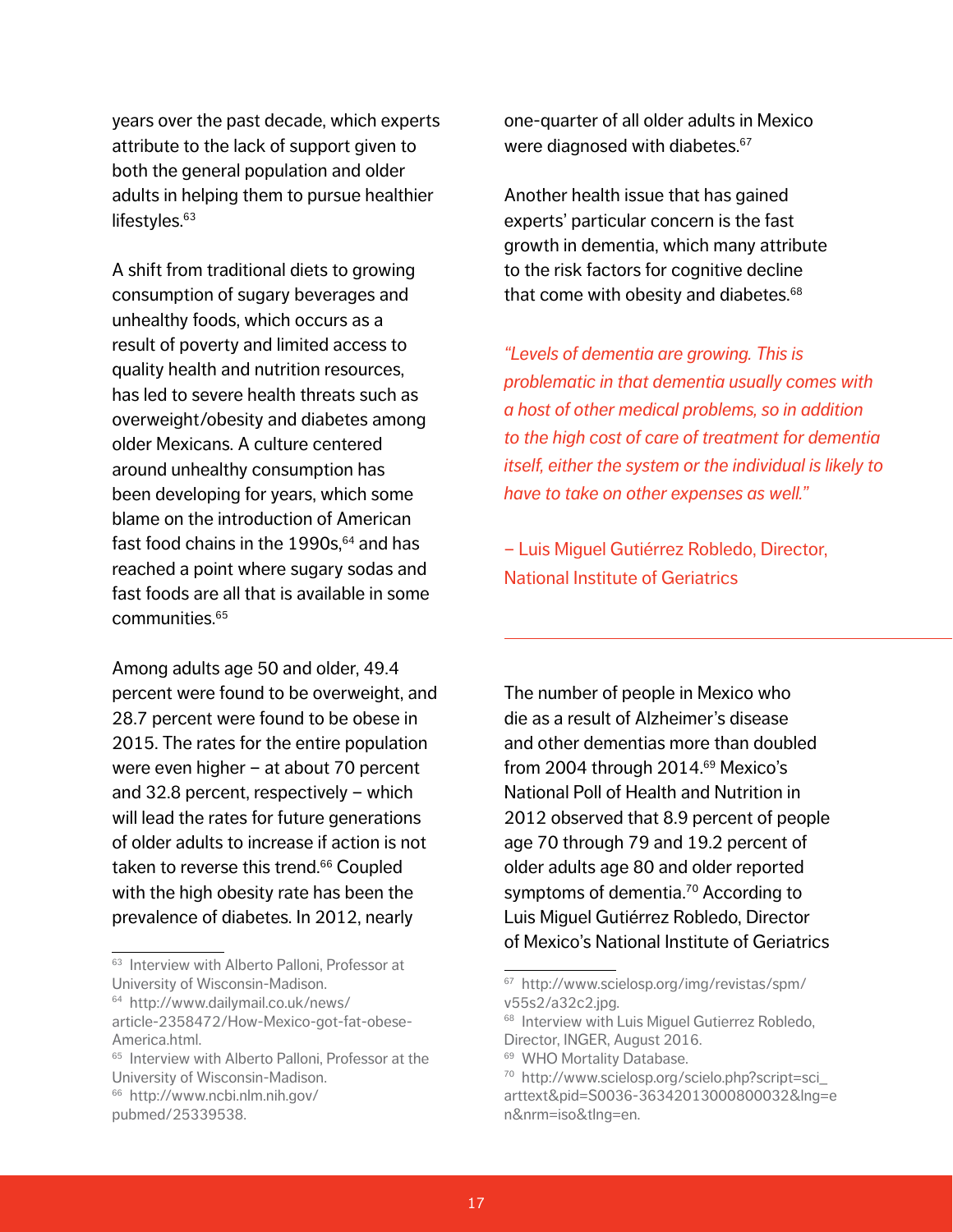years over the past decade, which experts attribute to the lack of support given to both the general population and older adults in helping them to pursue healthier lifestyles.[63]

A shift from traditional diets to growing consumption of sugary beverages and unhealthy foods, which occurs as a result of poverty and limited access to quality health and nutrition resources, has led to severe health threats such as overweight/obesity and diabetes among older Mexicans. A culture centered around unhealthy consumption has been developing for years, which some blame on the introduction of American fast food chains in the 1990s,[64] and has reached a point where sugary sodas and fast foods are all that is available in some communities.[65]

Among adults age 50 and older, 49.4 percent were found to be overweight, and 28.7 percent were found to be obese in 2015. The rates for the entire population were even higher – at about 70 percent and 32.8 percent, respectively – which will lead the rates for future generations of older adults to increase if action is not taken to reverse this trend.[66] Coupled with the high obesity rate has been the prevalence of diabetes. In 2012, nearly one-quarter of all older adults in Mexico were diagnosed with diabetes.[67]

Another health issue that has gained experts' particular concern is the fast growth in dementia, which many attribute to the risk factors for cognitive decline that come with obesity and diabetes.[68]

*"Levels of dementia are growing. This is problematic in that dementia usually comes with a host of other medical problems, so in addition to the high cost of care of treatment for dementia itself, either the system or the individual is likely to have to take on other expenses as well."*

– Luis Miguel Gutiérrez Robledo, Director, National Institute of Geriatrics

---

The number of people in Mexico who die as a result of Alzheimer's disease and other dementias more than doubled from 2004 through 2014.[69] Mexico's National Poll of Health and Nutrition in 2012 observed that 8.9 percent of people age 70 through 79 and 19.2 percent of older adults age 80 and older reported symptoms of dementia.[70] According to Luis Miguel Gutiérrez Robledo, Director of Mexico's National Institute of Geriatrics

---

[63] Interview with Alberto Palloni, Professor at University of Wisconsin-Madison.

[64] http://www.dailymail.co.uk/news/article-2358472/How-Mexico-got-fat-obese-America.html.

[65] Interview with Alberto Palloni, Professor at the University of Wisconsin-Madison.

[66] http://www.ncbi.nlm.nih.gov/pubmed/25339538.

[67] http://www.scielosp.org/img/revistas/spm/v55s2/a32c2.jpg.

[68] Interview with Luis Miguel Gutierrez Robledo, Director, INGER, August 2016.

[69] WHO Mortality Database.

[70] http://www.scielosp.org/scielo.php?script=sci_arttext&pid=S0036-36342013000800032&lng=en&nrm=iso&tlng=en.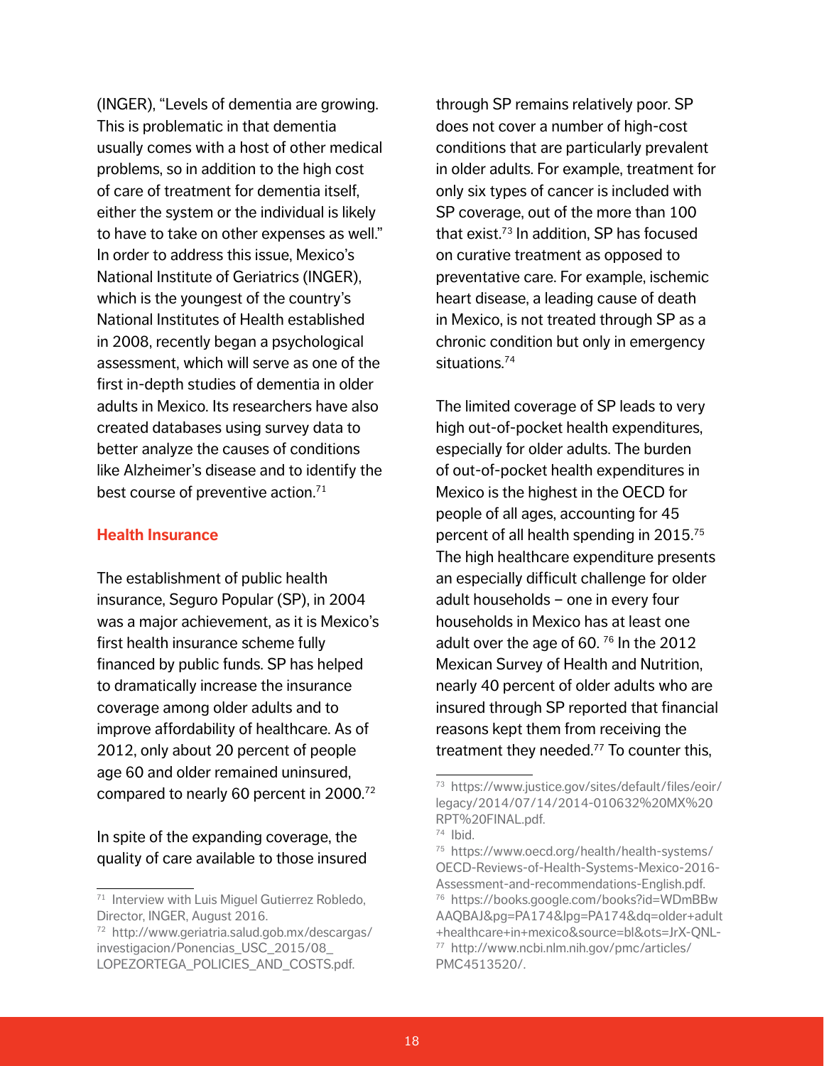(INGER), "Levels of dementia are growing. This is problematic in that dementia usually comes with a host of other medical problems, so in addition to the high cost of care of treatment for dementia itself, either the system or the individual is likely to have to take on other expenses as well." In order to address this issue, Mexico's National Institute of Geriatrics (INGER), which is the youngest of the country's National Institutes of Health established in 2008, recently began a psychological assessment, which will serve as one of the first in-depth studies of dementia in older adults in Mexico. Its researchers have also created databases using survey data to better analyze the causes of conditions like Alzheimer's disease and to identify the best course of preventive action.[71]

## Health Insurance

The establishment of public health insurance, Seguro Popular (SP), in 2004 was a major achievement, as it is Mexico's first health insurance scheme fully financed by public funds. SP has helped to dramatically increase the insurance coverage among older adults and to improve affordability of healthcare. As of 2012, only about 20 percent of people age 60 and older remained uninsured, compared to nearly 60 percent in 2000.[72]

In spite of the expanding coverage, the quality of care available to those insured through SP remains relatively poor. SP does not cover a number of high-cost conditions that are particularly prevalent in older adults. For example, treatment for only six types of cancer is included with SP coverage, out of the more than 100 that exist.[73] In addition, SP has focused on curative treatment as opposed to preventative care. For example, ischemic heart disease, a leading cause of death in Mexico, is not treated through SP as a chronic condition but only in emergency situations.[74]

The limited coverage of SP leads to very high out-of-pocket health expenditures, especially for older adults. The burden of out-of-pocket health expenditures in Mexico is the highest in the OECD for people of all ages, accounting for 45 percent of all health spending in 2015.[75] The high healthcare expenditure presents an especially difficult challenge for older adult households – one in every four households in Mexico has at least one adult over the age of 60.[76] In the 2012 Mexican Survey of Health and Nutrition, nearly 40 percent of older adults who are insured through SP reported that financial reasons kept them from receiving the treatment they needed.[77] To counter this,

---

[71] Interview with Luis Miguel Gutierrez Robledo, Director, INGER, August 2016.

[72] http://www.geriatria.salud.gob.mx/descargas/investigacion/Ponencias_USC_2015/08_LOPEZORTEGA_POLICIES_AND_COSTS.pdf.

[73] https://www.justice.gov/sites/default/files/eoir/legacy/2014/07/14/2014-010632%20MX%20RPT%20FINAL.pdf.

[74] Ibid.

[75] https://www.oecd.org/health/health-systems/OECD-Reviews-of-Health-Systems-Mexico-2016-Assessment-and-recommendations-English.pdf.

[76] https://books.google.com/books?id=WDmBBwAAQBAJ&pg=PA174&lpg=PA174&dq=older+adult+healthcare+in+mexico&source=bl&ots=JrX-QNL-

[77] http://www.ncbi.nlm.nih.gov/pmc/articles/PMC4513520/.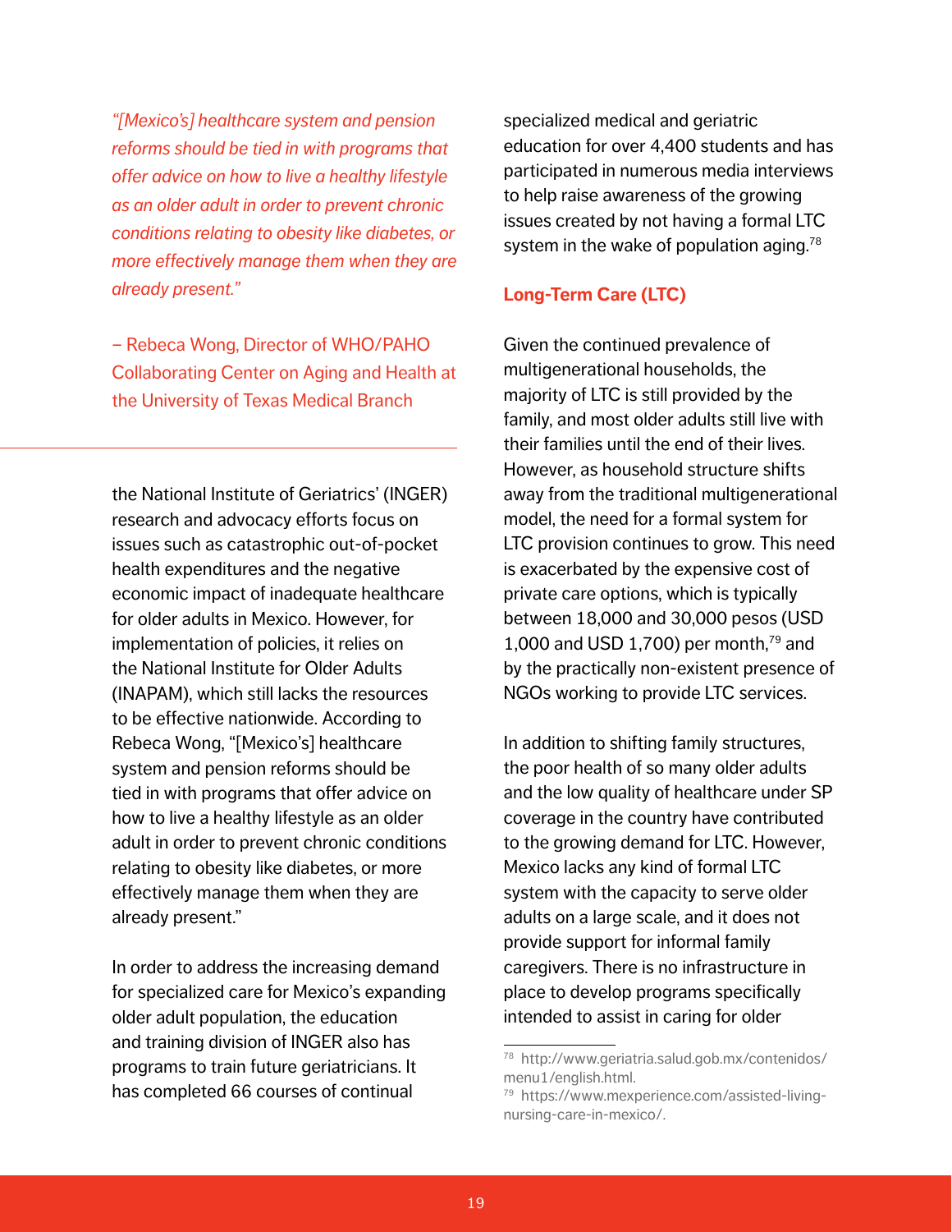*"[Mexico's] healthcare system and pension reforms should be tied in with programs that offer advice on how to live a healthy lifestyle as an older adult in order to prevent chronic conditions relating to obesity like diabetes, or more effectively manage them when they are already present."*

– Rebeca Wong, Director of WHO/PAHO Collaborating Center on Aging and Health at the University of Texas Medical Branch

---

the National Institute of Geriatrics' (INGER) research and advocacy efforts focus on issues such as catastrophic out-of-pocket health expenditures and the negative economic impact of inadequate healthcare for older adults in Mexico. However, for implementation of policies, it relies on the National Institute for Older Adults (INAPAM), which still lacks the resources to be effective nationwide. According to Rebeca Wong, "[Mexico's] healthcare system and pension reforms should be tied in with programs that offer advice on how to live a healthy lifestyle as an older adult in order to prevent chronic conditions relating to obesity like diabetes, or more effectively manage them when they are already present."

In order to address the increasing demand for specialized care for Mexico's expanding older adult population, the education and training division of INGER also has programs to train future geriatricians. It has completed 66 courses of continual specialized medical and geriatric education for over 4,400 students and has participated in numerous media interviews to help raise awareness of the growing issues created by not having a formal LTC system in the wake of population aging.[78]

### Long-Term Care (LTC)

Given the continued prevalence of multigenerational households, the majority of LTC is still provided by the family, and most older adults still live with their families until the end of their lives. However, as household structure shifts away from the traditional multigenerational model, the need for a formal system for LTC provision continues to grow. This need is exacerbated by the expensive cost of private care options, which is typically between 18,000 and 30,000 pesos (USD 1,000 and USD 1,700) per month,[79] and by the practically non-existent presence of NGOs working to provide LTC services.

In addition to shifting family structures, the poor health of so many older adults and the low quality of healthcare under SP coverage in the country have contributed to the growing demand for LTC. However, Mexico lacks any kind of formal LTC system with the capacity to serve older adults on a large scale, and it does not provide support for informal family caregivers. There is no infrastructure in place to develop programs specifically intended to assist in caring for older

---

[78] http://www.geriatria.salud.gob.mx/contenidos/menu1/english.html.

[79] https://www.mexperience.com/assisted-living-nursing-care-in-mexico/.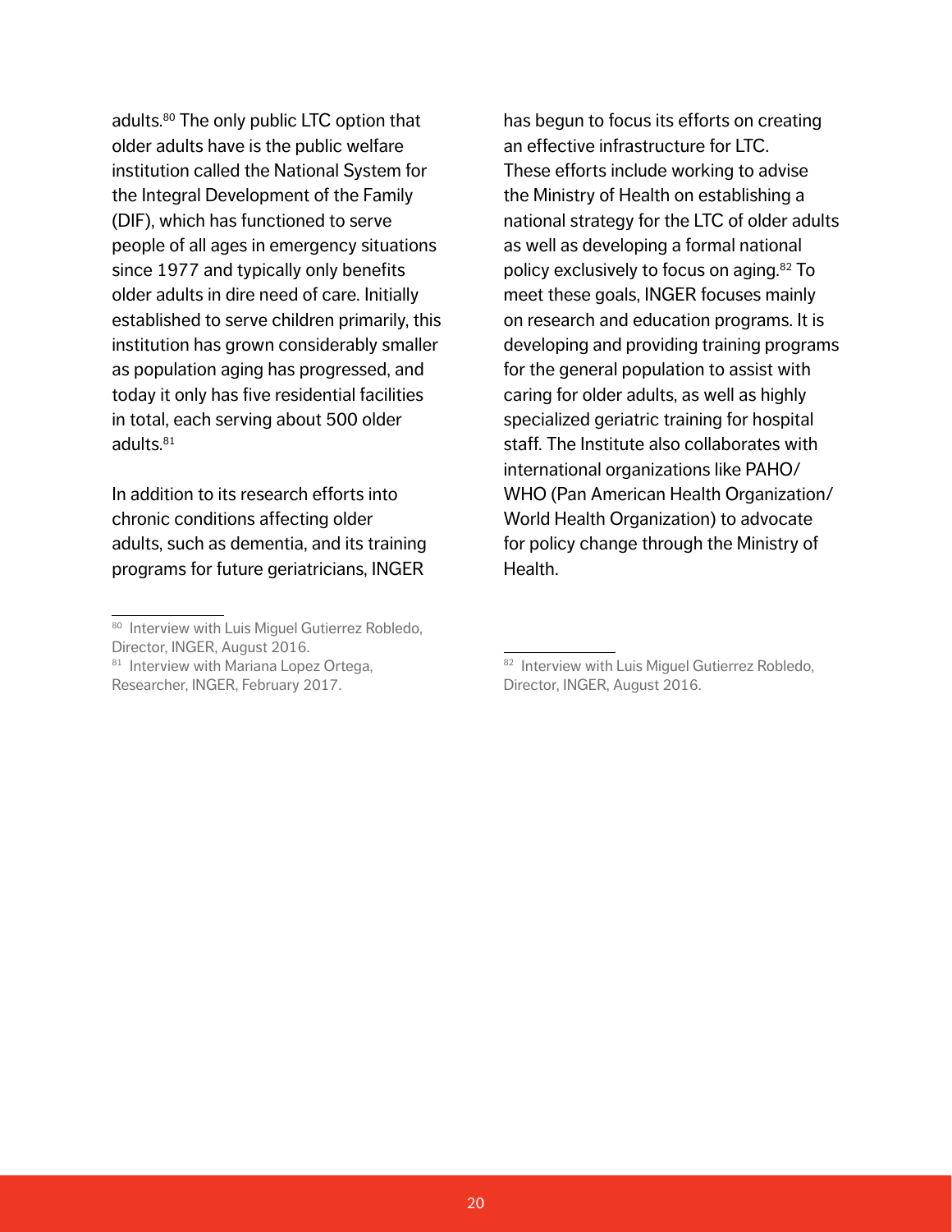adults.[80] The only public LTC option that older adults have is the public welfare institution called the National System for the Integral Development of the Family (DIF), which has functioned to serve people of all ages in emergency situations since 1977 and typically only benefits older adults in dire need of care. Initially established to serve children primarily, this institution has grown considerably smaller as population aging has progressed, and today it only has five residential facilities in total, each serving about 500 older adults.[81]

In addition to its research efforts into chronic conditions affecting older adults, such as dementia, and its training programs for future geriatricians, INGER has begun to focus its efforts on creating an effective infrastructure for LTC. These efforts include working to advise the Ministry of Health on establishing a national strategy for the LTC of older adults as well as developing a formal national policy exclusively to focus on aging.[82] To meet these goals, INGER focuses mainly on research and education programs. It is developing and providing training programs for the general population to assist with caring for older adults, as well as highly specialized geriatric training for hospital staff. The Institute also collaborates with international organizations like PAHO/WHO (Pan American Health Organization/World Health Organization) to advocate for policy change through the Ministry of Health.

---

[80] Interview with Luis Miguel Gutierrez Robledo, Director, INGER, August 2016.

[81] Interview with Mariana Lopez Ortega, Researcher, INGER, February 2017.

[82] Interview with Luis Miguel Gutierrez Robledo, Director, INGER, August 2016.